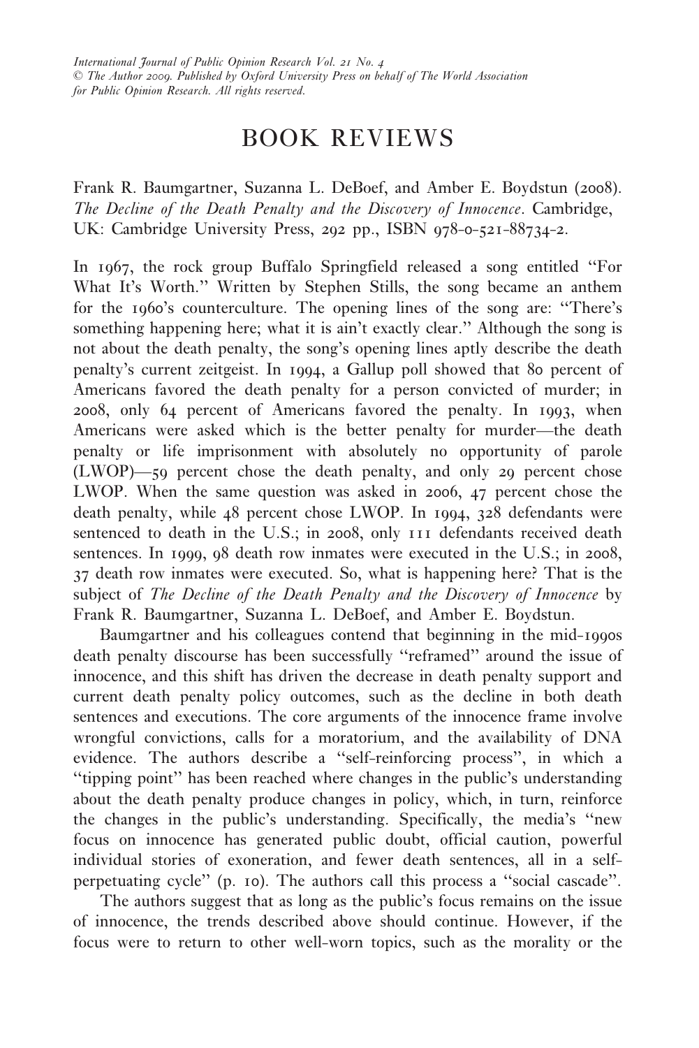# BOOK REVIEWS

Frank R. Baumgartner, Suzanna L. DeBoef, and Amber E. Boydstun (2008). *The Decline of the Death Penalty and the Discovery of Innocence*. Cambridge, UK: Cambridge University Press, 292 pp., ISBN 978-0-521-88734-2.

In 1967, the rock group Buffalo Springfield released a song entitled ''For What It's Worth.'' Written by Stephen Stills, the song became an anthem for the 1960's counterculture. The opening lines of the song are: ''There's something happening here; what it is ain't exactly clear.'' Although the song is not about the death penalty, the song's opening lines aptly describe the death penalty's current zeitgeist. In 1994, a Gallup poll showed that 80 percent of Americans favored the death penalty for a person convicted of murder; in 2008, only 64 percent of Americans favored the penalty. In 1993, when Americans were asked which is the better penalty for murder—the death penalty or life imprisonment with absolutely no opportunity of parole (LWOP)—59 percent chose the death penalty, and only 29 percent chose LWOP. When the same question was asked in 2006, 47 percent chose the death penalty, while 48 percent chose LWOP. In 1994, 328 defendants were sentenced to death in the U.S.; in 2008, only 111 defendants received death sentences. In 1999, 98 death row inmates were executed in the U.S.; in 2008, 37 death row inmates were executed. So, what is happening here? That is the subject of *The Decline of the Death Penalty and the Discovery of Innocence* by Frank R. Baumgartner, Suzanna L. DeBoef, and Amber E. Boydstun.

Baumgartner and his colleagues contend that beginning in the mid-1990s death penalty discourse has been successfully ''reframed'' around the issue of innocence, and this shift has driven the decrease in death penalty support and current death penalty policy outcomes, such as the decline in both death sentences and executions. The core arguments of the innocence frame involve wrongful convictions, calls for a moratorium, and the availability of DNA evidence. The authors describe a ''self-reinforcing process'', in which a ''tipping point'' has been reached where changes in the public's understanding about the death penalty produce changes in policy, which, in turn, reinforce the changes in the public's understanding. Specifically, the media's ''new focus on innocence has generated public doubt, official caution, powerful individual stories of exoneration, and fewer death sentences, all in a self-perpetuating cycle'' (p. 10). The authors call this process a ''social cascade''.

The authors suggest that as long as the public's focus remains on the issue of innocence, the trends described above should continue. However, if the focus were to return to other well-worn topics, such as the morality or the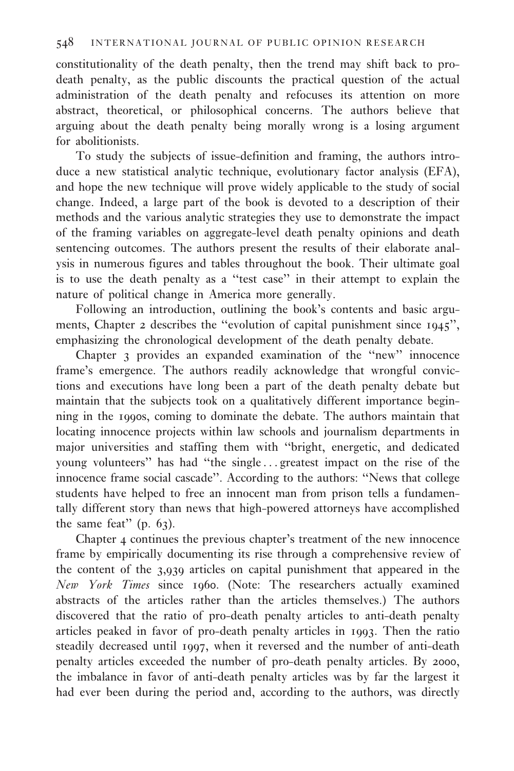constitutionality of the death penalty, then the trend may shift back to pro-death penalty, as the public discounts the practical question of the actual administration of the death penalty and refocuses its attention on more abstract, theoretical, or philosophical concerns. The authors believe that arguing about the death penalty being morally wrong is a losing argument for abolitionists.

To study the subjects of issue-definition and framing, the authors introduce a new statistical analytic technique, evolutionary factor analysis (EFA), and hope the new technique will prove widely applicable to the study of social change. Indeed, a large part of the book is devoted to a description of their methods and the various analytic strategies they use to demonstrate the impact of the framing variables on aggregate-level death penalty opinions and death sentencing outcomes. The authors present the results of their elaborate analysis in numerous figures and tables throughout the book. Their ultimate goal is to use the death penalty as a ''test case'' in their attempt to explain the nature of political change in America more generally.

Following an introduction, outlining the book's contents and basic arguments, Chapter 2 describes the ''evolution of capital punishment since 1945'', emphasizing the chronological development of the death penalty debate.

Chapter 3 provides an expanded examination of the ''new'' innocence frame's emergence. The authors readily acknowledge that wrongful convictions and executions have long been a part of the death penalty debate but maintain that the subjects took on a qualitatively different importance beginning in the 1990s, coming to dominate the debate. The authors maintain that locating innocence projects within law schools and journalism departments in major universities and staffing them with ''bright, energetic, and dedicated young volunteers'' has had ''the single ... greatest impact on the rise of the innocence frame social cascade''. According to the authors: ''News that college students have helped to free an innocent man from prison tells a fundamentally different story than news that high-powered attorneys have accomplished the same feat'' (p. 63).

Chapter 4 continues the previous chapter's treatment of the new innocence frame by empirically documenting its rise through a comprehensive review of the content of the 3,939 articles on capital punishment that appeared in the *New York Times* since 1960. (Note: The researchers actually examined abstracts of the articles rather than the articles themselves.) The authors discovered that the ratio of pro-death penalty articles to anti-death penalty articles peaked in favor of pro-death penalty articles in 1993. Then the ratio steadily decreased until 1997, when it reversed and the number of anti-death penalty articles exceeded the number of pro-death penalty articles. By 2000, the imbalance in favor of anti-death penalty articles was by far the largest it had ever been during the period and, according to the authors, was directly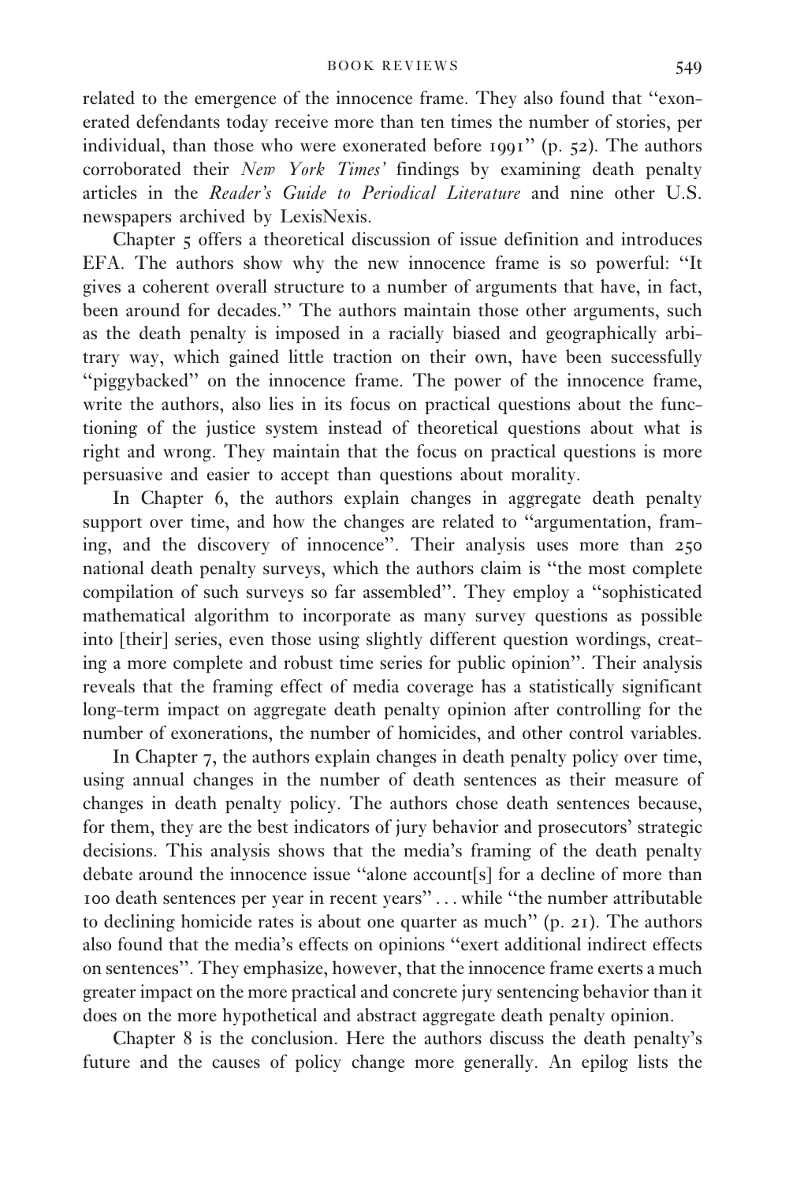related to the emergence of the innocence frame. They also found that "exonerated defendants today receive more than ten times the number of stories, per individual, than those who were exonerated before 1991" (p. 52). The authors corroborated their *New York Times'* findings by examining death penalty articles in the *Reader's Guide to Periodical Literature* and nine other U.S. newspapers archived by LexisNexis.

Chapter 5 offers a theoretical discussion of issue definition and introduces EFA. The authors show why the new innocence frame is so powerful: "It gives a coherent overall structure to a number of arguments that have, in fact, been around for decades." The authors maintain those other arguments, such as the death penalty is imposed in a racially biased and geographically arbitrary way, which gained little traction on their own, have been successfully "piggybacked" on the innocence frame. The power of the innocence frame, write the authors, also lies in its focus on practical questions about the functioning of the justice system instead of theoretical questions about what is right and wrong. They maintain that the focus on practical questions is more persuasive and easier to accept than questions about morality.

In Chapter 6, the authors explain changes in aggregate death penalty support over time, and how the changes are related to "argumentation, framing, and the discovery of innocence". Their analysis uses more than 250 national death penalty surveys, which the authors claim is "the most complete compilation of such surveys so far assembled". They employ a "sophisticated mathematical algorithm to incorporate as many survey questions as possible into [their] series, even those using slightly different question wordings, creating a more complete and robust time series for public opinion". Their analysis reveals that the framing effect of media coverage has a statistically significant long-term impact on aggregate death penalty opinion after controlling for the number of exonerations, the number of homicides, and other control variables.

In Chapter 7, the authors explain changes in death penalty policy over time, using annual changes in the number of death sentences as their measure of changes in death penalty policy. The authors chose death sentences because, for them, they are the best indicators of jury behavior and prosecutors' strategic decisions. This analysis shows that the media's framing of the death penalty debate around the innocence issue "alone account[s] for a decline of more than 100 death sentences per year in recent years" . . . while "the number attributable to declining homicide rates is about one quarter as much" (p. 21). The authors also found that the media's effects on opinions "exert additional indirect effects on sentences". They emphasize, however, that the innocence frame exerts a much greater impact on the more practical and concrete jury sentencing behavior than it does on the more hypothetical and abstract aggregate death penalty opinion.

Chapter 8 is the conclusion. Here the authors discuss the death penalty's future and the causes of policy change more generally. An epilog lists the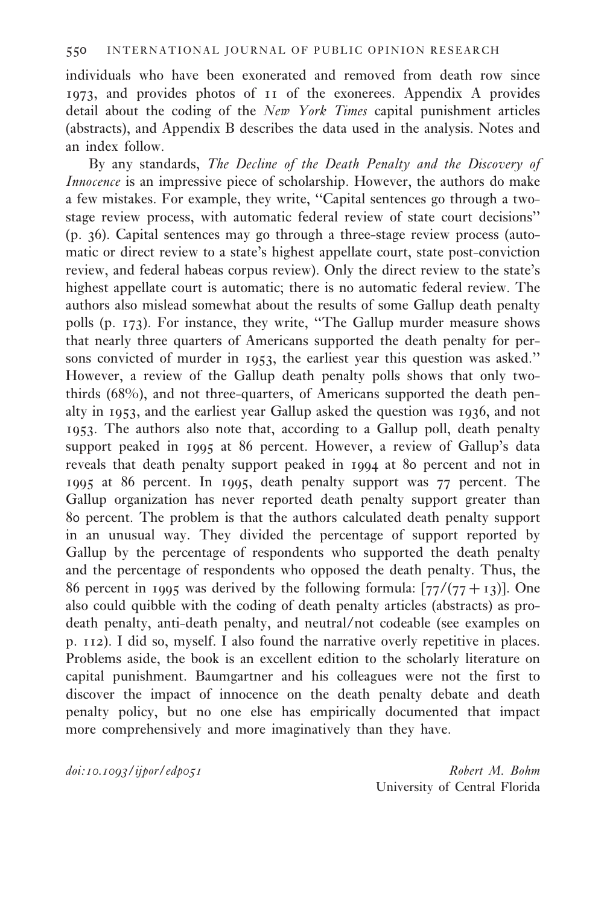individuals who have been exonerated and removed from death row since 1973, and provides photos of 11 of the exonerees. Appendix A provides detail about the coding of the *New York Times* capital punishment articles (abstracts), and Appendix B describes the data used in the analysis. Notes and an index follow.

By any standards, *The Decline of the Death Penalty and the Discovery of Innocence* is an impressive piece of scholarship. However, the authors do make a few mistakes. For example, they write, ''Capital sentences go through a two-stage review process, with automatic federal review of state court decisions'' (p. 36). Capital sentences may go through a three-stage review process (automatic or direct review to a state's highest appellate court, state post-conviction review, and federal habeas corpus review). Only the direct review to the state's highest appellate court is automatic; there is no automatic federal review. The authors also mislead somewhat about the results of some Gallup death penalty polls (p. 173). For instance, they write, ''The Gallup murder measure shows that nearly three quarters of Americans supported the death penalty for persons convicted of murder in 1953, the earliest year this question was asked.'' However, a review of the Gallup death penalty polls shows that only two-thirds (68%), and not three-quarters, of Americans supported the death penalty in 1953, and the earliest year Gallup asked the question was 1936, and not 1953. The authors also note that, according to a Gallup poll, death penalty support peaked in 1995 at 86 percent. However, a review of Gallup's data reveals that death penalty support peaked in 1994 at 80 percent and not in 1995 at 86 percent. In 1995, death penalty support was 77 percent. The Gallup organization has never reported death penalty support greater than 80 percent. The problem is that the authors calculated death penalty support in an unusual way. They divided the percentage of support reported by Gallup by the percentage of respondents who supported the death penalty and the percentage of respondents who opposed the death penalty. Thus, the 86 percent in 1995 was derived by the following formula: $[77/(77 + 13)]$. One also could quibble with the coding of death penalty articles (abstracts) as pro-death penalty, anti-death penalty, and neutral/not codeable (see examples on p. 112). I did so, myself. I also found the narrative overly repetitive in places. Problems aside, the book is an excellent edition to the scholarly literature on capital punishment. Baumgartner and his colleagues were not the first to discover the impact of innocence on the death penalty debate and death penalty policy, but no one else has empirically documented that impact more comprehensively and more imaginatively than they have.

*doi:10.1093/ijpor/edp051*

*Robert M. Bohm*
University of Central Florida